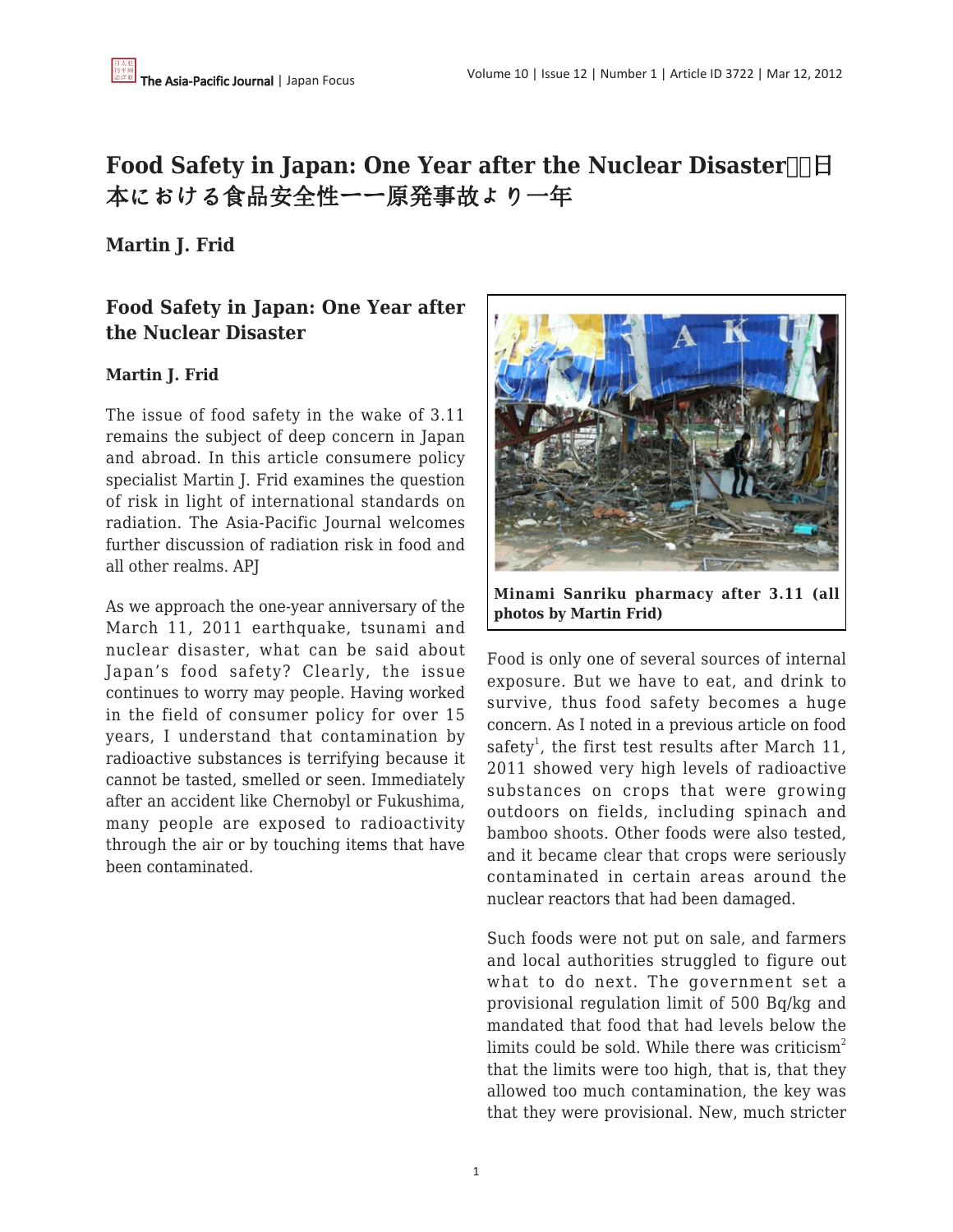# Food Safety in Japan: One Year after the Nuclear Disaster　日本における食品安全性ーー原発事故より一年

**Martin J. Frid**

## Food Safety in Japan: One Year after the Nuclear Disaster

**Martin J. Frid**

The issue of food safety in the wake of 3.11 remains the subject of deep concern in Japan and abroad. In this article consumere policy specialist Martin J. Frid examines the question of risk in light of international standards on radiation. The Asia-Pacific Journal welcomes further discussion of radiation risk in food and all other realms. APJ

As we approach the one-year anniversary of the March 11, 2011 earthquake, tsunami and nuclear disaster, what can be said about Japan's food safety? Clearly, the issue continues to worry may people. Having worked in the field of consumer policy for over 15 years, I understand that contamination by radioactive substances is terrifying because it cannot be tasted, smelled or seen. Immediately after an accident like Chernobyl or Fukushima, many people are exposed to radioactivity through the air or by touching items that have been contaminated.

**Minami Sanriku pharmacy after 3.11 (all photos by Martin Frid)**

Food is only one of several sources of internal exposure. But we have to eat, and drink to survive, thus food safety becomes a huge concern. As I noted in a previous article on food safety[1], the first test results after March 11, 2011 showed very high levels of radioactive substances on crops that were growing outdoors on fields, including spinach and bamboo shoots. Other foods were also tested, and it became clear that crops were seriously contaminated in certain areas around the nuclear reactors that had been damaged.

Such foods were not put on sale, and farmers and local authorities struggled to figure out what to do next. The government set a provisional regulation limit of 500 Bq/kg and mandated that food that had levels below the limits could be sold. While there was criticism[2] that the limits were too high, that is, that they allowed too much contamination, the key was that they were provisional. New, much stricter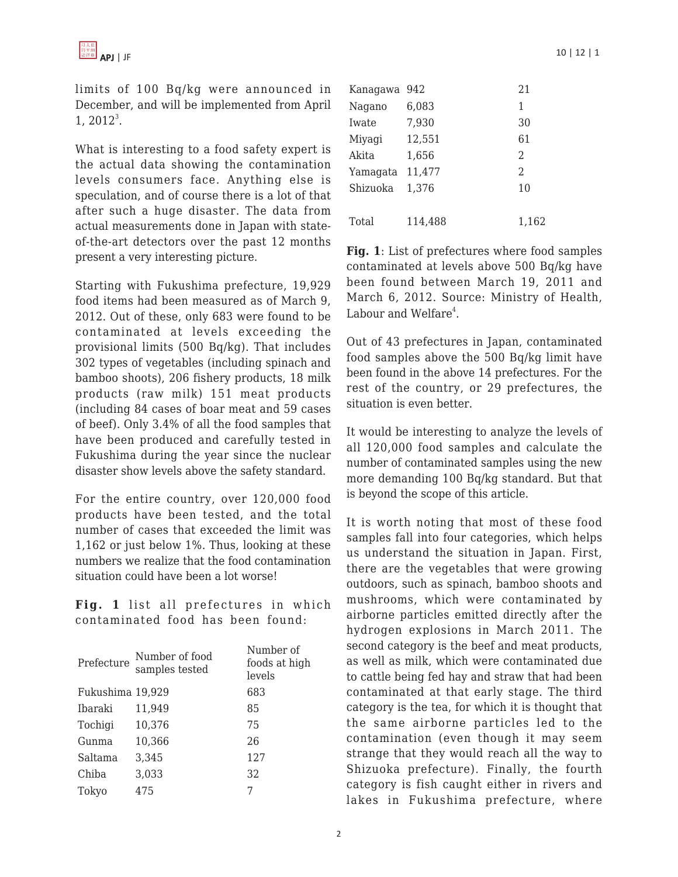limits of 100 Bq/kg were announced in December, and will be implemented from April 1, 2012[3].

What is interesting to a food safety expert is the actual data showing the contamination levels consumers face. Anything else is speculation, and of course there is a lot of that after such a huge disaster. The data from actual measurements done in Japan with state-of-the-art detectors over the past 12 months present a very interesting picture.

Starting with Fukushima prefecture, 19,929 food items had been measured as of March 9, 2012. Out of these, only 683 were found to be contaminated at levels exceeding the provisional limits (500 Bq/kg). That includes 302 types of vegetables (including spinach and bamboo shoots), 206 fishery products, 18 milk products (raw milk) 151 meat products (including 84 cases of boar meat and 59 cases of beef). Only 3.4% of all the food samples that have been produced and carefully tested in Fukushima during the year since the nuclear disaster show levels above the safety standard.

For the entire country, over 120,000 food products have been tested, and the total number of cases that exceeded the limit was 1,162 or just below 1%. Thus, looking at these numbers we realize that the food contamination situation could have been a lot worse!

**Fig. 1** list all prefectures in which contaminated food has been found:

| Prefecture | Number of food samples tested | Number of foods at high levels |
|---|---|---|
| Fukushima | 19,929 | 683 |
| Ibaraki | 11,949 | 85 |
| Tochigi | 10,376 | 75 |
| Gunma | 10,366 | 26 |
| Saltama | 3,345 | 127 |
| Chiba | 3,033 | 32 |
| Tokyo | 475 | 7 |
| Kanagawa | 942 | 21 |
| Nagano | 6,083 | 1 |
| Iwate | 7,930 | 30 |
| Miyagi | 12,551 | 61 |
| Akita | 1,656 | 2 |
| Yamagata | 11,477 | 2 |
| Shizuoka | 1,376 | 10 |
| Total | 114,488 | 1,162 |

**Fig. 1**: List of prefectures where food samples contaminated at levels above 500 Bq/kg have been found between March 19, 2011 and March 6, 2012. Source: Ministry of Health, Labour and Welfare[4].

Out of 43 prefectures in Japan, contaminated food samples above the 500 Bq/kg limit have been found in the above 14 prefectures. For the rest of the country, or 29 prefectures, the situation is even better.

It would be interesting to analyze the levels of all 120,000 food samples and calculate the number of contaminated samples using the new more demanding 100 Bq/kg standard. But that is beyond the scope of this article.

It is worth noting that most of these food samples fall into four categories, which helps us understand the situation in Japan. First, there are the vegetables that were growing outdoors, such as spinach, bamboo shoots and mushrooms, which were contaminated by airborne particles emitted directly after the hydrogen explosions in March 2011. The second category is the beef and meat products, as well as milk, which were contaminated due to cattle being fed hay and straw that had been contaminated at that early stage. The third category is the tea, for which it is thought that the same airborne particles led to the contamination (even though it may seem strange that they would reach all the way to Shizuoka prefecture). Finally, the fourth category is fish caught either in rivers and lakes in Fukushima prefecture, where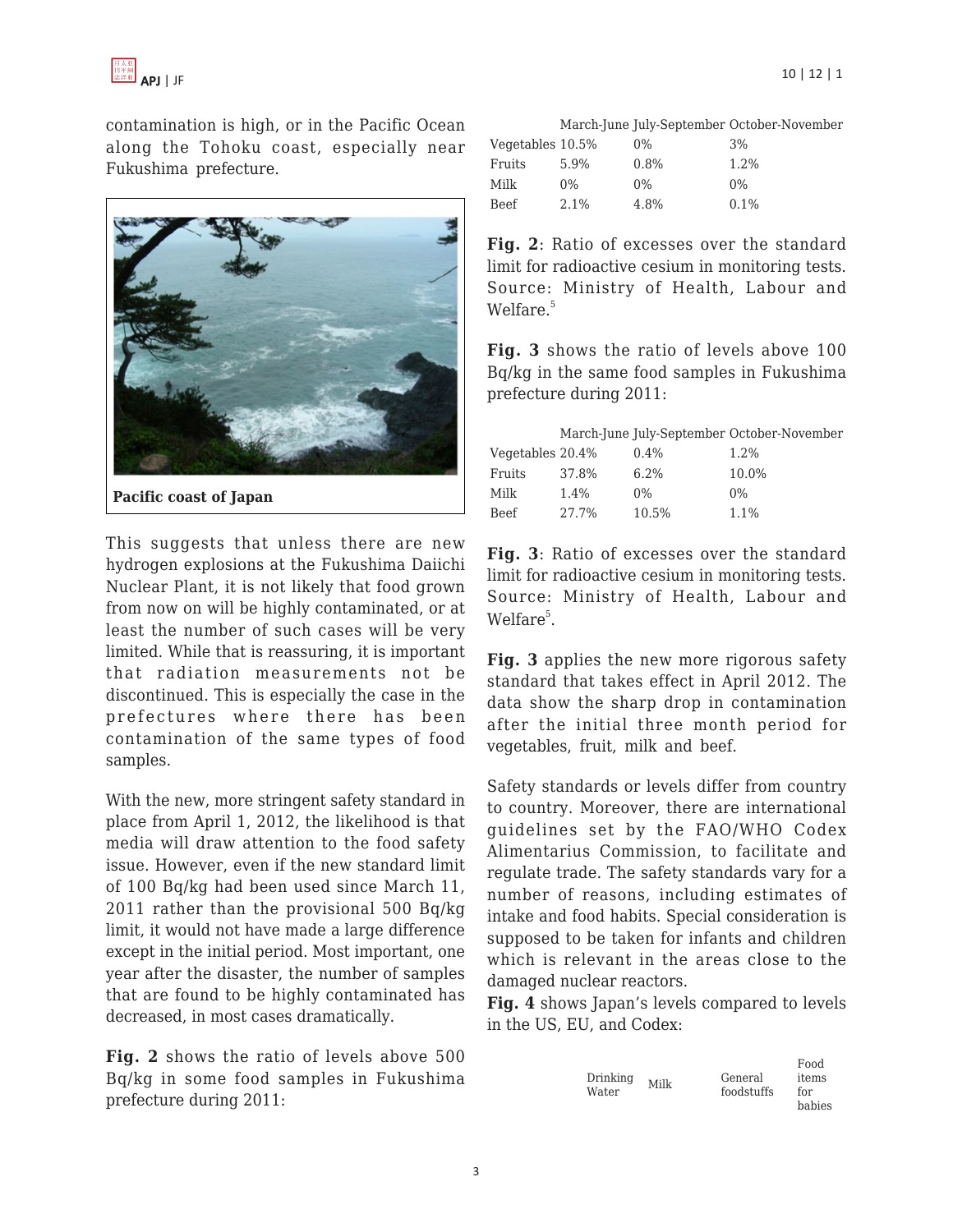contamination is high, or in the Pacific Ocean along the Tohoku coast, especially near Fukushima prefecture.

Pacific coast of Japan

This suggests that unless there are new hydrogen explosions at the Fukushima Daiichi Nuclear Plant, it is not likely that food grown from now on will be highly contaminated, or at least the number of such cases will be very limited. While that is reassuring, it is important that radiation measurements not be discontinued. This is especially the case in the prefectures where there has been contamination of the same types of food samples.

With the new, more stringent safety standard in place from April 1, 2012, the likelihood is that media will draw attention to the food safety issue. However, even if the new standard limit of 100 Bq/kg had been used since March 11, 2011 rather than the provisional 500 Bq/kg limit, it would not have made a large difference except in the initial period. Most important, one year after the disaster, the number of samples that are found to be highly contaminated has decreased, in most cases dramatically.

**Fig. 2** shows the ratio of levels above 500 Bq/kg in some food samples in Fukushima prefecture during 2011:

| | March-June | July-September | October-November |
|---|---|---|---|
| Vegetables | 10.5% | 0% | 3% |
| Fruits | 5.9% | 0.8% | 1.2% |
| Milk | 0% | 0% | 0% |
| Beef | 2.1% | 4.8% | 0.1% |

**Fig. 2**: Ratio of excesses over the standard limit for radioactive cesium in monitoring tests. Source: Ministry of Health, Labour and Welfare.[5]

**Fig. 3** shows the ratio of levels above 100 Bq/kg in the same food samples in Fukushima prefecture during 2011:

| | March-June | July-September | October-November |
|---|---|---|---|
| Vegetables | 20.4% | 0.4% | 1.2% |
| Fruits | 37.8% | 6.2% | 10.0% |
| Milk | 1.4% | 0% | 0% |
| Beef | 27.7% | 10.5% | 1.1% |

**Fig. 3**: Ratio of excesses over the standard limit for radioactive cesium in monitoring tests. Source: Ministry of Health, Labour and Welfare[5].

**Fig. 3** applies the new more rigorous safety standard that takes effect in April 2012. The data show the sharp drop in contamination after the initial three month period for vegetables, fruit, milk and beef.

Safety standards or levels differ from country to country. Moreover, there are international guidelines set by the FAO/WHO Codex Alimentarius Commission, to facilitate and regulate trade. The safety standards vary for a number of reasons, including estimates of intake and food habits. Special consideration is supposed to be taken for infants and children which is relevant in the areas close to the damaged nuclear reactors.

**Fig. 4** shows Japan's levels compared to levels in the US, EU, and Codex:

| | Drinking Water | Milk | General foodstuffs | Food items for babies |
|---|---|---|---|---|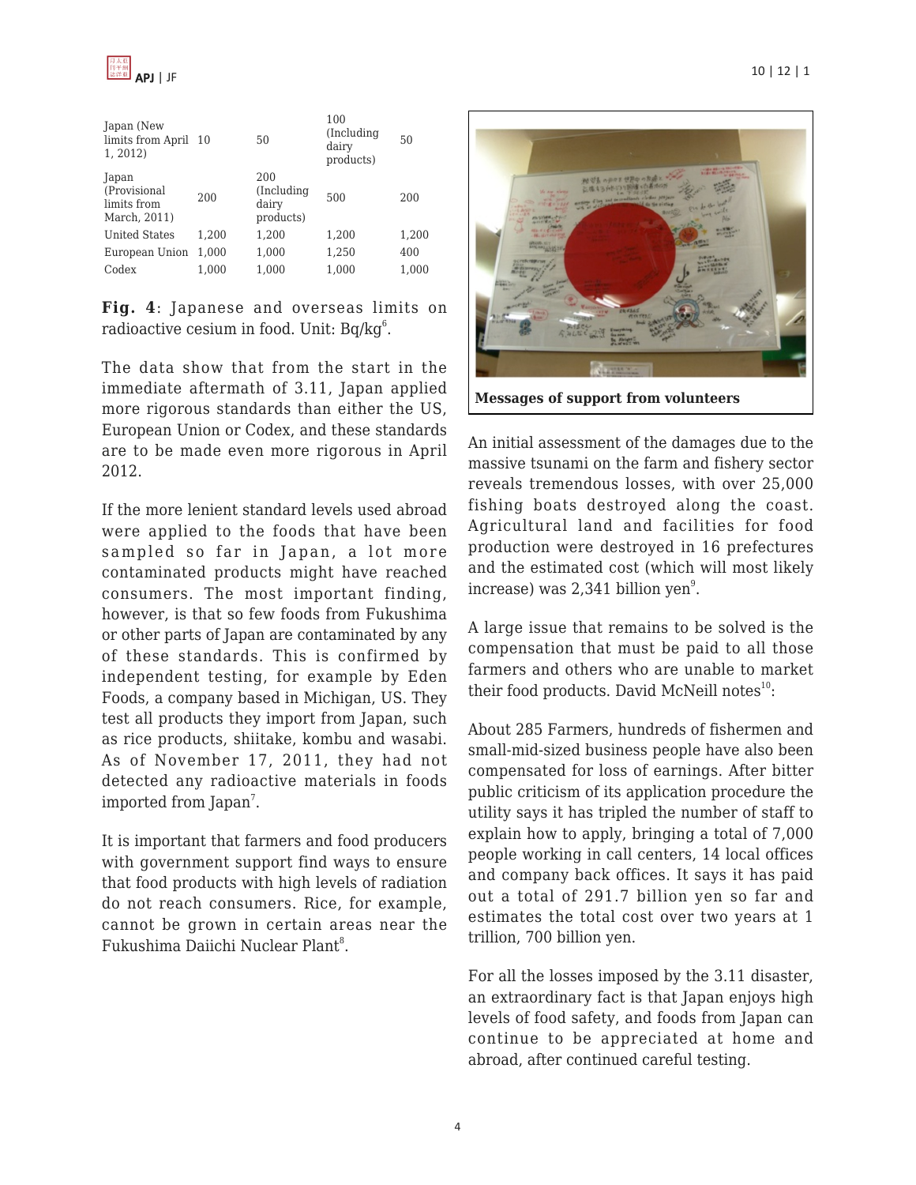| | | | | |
|---|---|---|---|---|
| Japan (New limits from April 1, 2012) | 10 | 50 | 100 (Including dairy products) | 50 |
| Japan (Provisional limits from March, 2011) | 200 | 200 (Including dairy products) | 500 | 200 |
| United States | 1,200 | 1,200 | 1,200 | 1,200 |
| European Union | 1,000 | 1,000 | 1,250 | 400 |
| Codex | 1,000 | 1,000 | 1,000 | 1,000 |

**Fig. 4**: Japanese and overseas limits on radioactive cesium in food. Unit: Bq/kg[6].

The data show that from the start in the immediate aftermath of 3.11, Japan applied more rigorous standards than either the US, European Union or Codex, and these standards are to be made even more rigorous in April 2012.

If the more lenient standard levels used abroad were applied to the foods that have been sampled so far in Japan, a lot more contaminated products might have reached consumers. The most important finding, however, is that so few foods from Fukushima or other parts of Japan are contaminated by any of these standards. This is confirmed by independent testing, for example by Eden Foods, a company based in Michigan, US. They test all products they import from Japan, such as rice products, shiitake, kombu and wasabi. As of November 17, 2011, they had not detected any radioactive materials in foods imported from Japan[7].

It is important that farmers and food producers with government support find ways to ensure that food products with high levels of radiation do not reach consumers. Rice, for example, cannot be grown in certain areas near the Fukushima Daiichi Nuclear Plant[8].

**Messages of support from volunteers**

An initial assessment of the damages due to the massive tsunami on the farm and fishery sector reveals tremendous losses, with over 25,000 fishing boats destroyed along the coast. Agricultural land and facilities for food production were destroyed in 16 prefectures and the estimated cost (which will most likely increase) was 2,341 billion yen[9].

A large issue that remains to be solved is the compensation that must be paid to all those farmers and others who are unable to market their food products. David McNeill notes[10]:

About 285 Farmers, hundreds of fishermen and small-mid-sized business people have also been compensated for loss of earnings. After bitter public criticism of its application procedure the utility says it has tripled the number of staff to explain how to apply, bringing a total of 7,000 people working in call centers, 14 local offices and company back offices. It says it has paid out a total of 291.7 billion yen so far and estimates the total cost over two years at 1 trillion, 700 billion yen.

For all the losses imposed by the 3.11 disaster, an extraordinary fact is that Japan enjoys high levels of food safety, and foods from Japan can continue to be appreciated at home and abroad, after continued careful testing.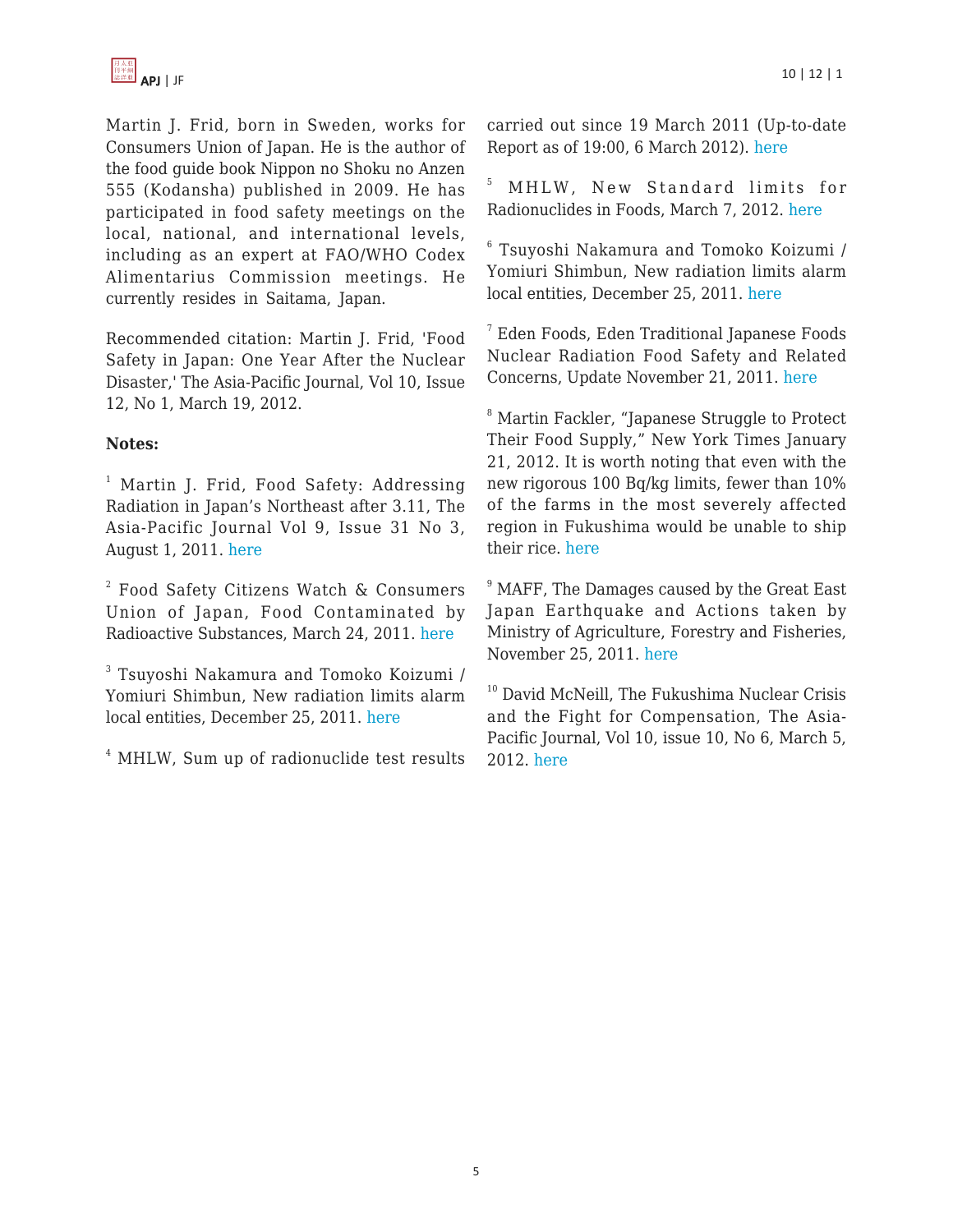Martin J. Frid, born in Sweden, works for Consumers Union of Japan. He is the author of the food guide book Nippon no Shoku no Anzen 555 (Kodansha) published in 2009. He has participated in food safety meetings on the local, national, and international levels, including as an expert at FAO/WHO Codex Alimentarius Commission meetings. He currently resides in Saitama, Japan.

Recommended citation: Martin J. Frid, 'Food Safety in Japan: One Year After the Nuclear Disaster,' The Asia-Pacific Journal, Vol 10, Issue 12, No 1, March 19, 2012.

**Notes:**

[1] Martin J. Frid, Food Safety: Addressing Radiation in Japan's Northeast after 3.11, The Asia-Pacific Journal Vol 9, Issue 31 No 3, August 1, 2011. here

[2] Food Safety Citizens Watch & Consumers Union of Japan, Food Contaminated by Radioactive Substances, March 24, 2011. here

[3] Tsuyoshi Nakamura and Tomoko Koizumi / Yomiuri Shimbun, New radiation limits alarm local entities, December 25, 2011. here

[4] MHLW, Sum up of radionuclide test results carried out since 19 March 2011 (Up-to-date Report as of 19:00, 6 March 2012). here

[5] MHLW, New Standard limits for Radionuclides in Foods, March 7, 2012. here

[6] Tsuyoshi Nakamura and Tomoko Koizumi / Yomiuri Shimbun, New radiation limits alarm local entities, December 25, 2011. here

[7] Eden Foods, Eden Traditional Japanese Foods Nuclear Radiation Food Safety and Related Concerns, Update November 21, 2011. here

[8] Martin Fackler, "Japanese Struggle to Protect Their Food Supply," New York Times January 21, 2012. It is worth noting that even with the new rigorous 100 Bq/kg limits, fewer than 10% of the farms in the most severely affected region in Fukushima would be unable to ship their rice. here

[9] MAFF, The Damages caused by the Great East Japan Earthquake and Actions taken by Ministry of Agriculture, Forestry and Fisheries, November 25, 2011. here

[10] David McNeill, The Fukushima Nuclear Crisis and the Fight for Compensation, The Asia-Pacific Journal, Vol 10, issue 10, No 6, March 5, 2012. here